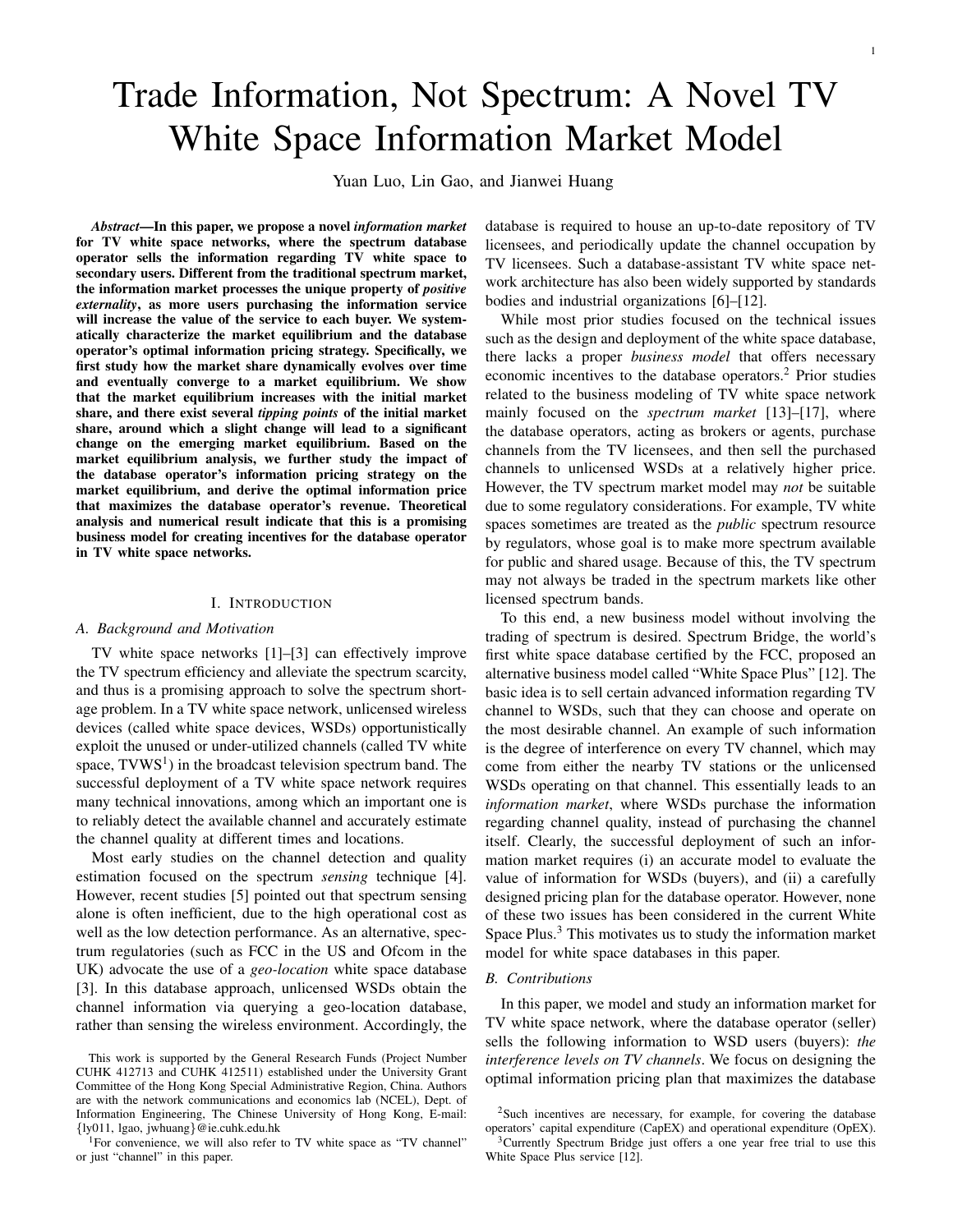# Trade Information, Not Spectrum: A Novel TV White Space Information Market Model

Yuan Luo, Lin Gao, and Jianwei Huang

***Abstract*—In this paper, we propose a novel *information market* for TV white space networks, where the spectrum database operator sells the information regarding TV white space to secondary users. Different from the traditional spectrum market, the information market processes the unique property of *positive externality*, as more users purchasing the information service will increase the value of the service to each buyer. We systematically characterize the market equilibrium and the database operator's optimal information pricing strategy. Specifically, we first study how the market share dynamically evolves over time and eventually converge to a market equilibrium. We show that the market equilibrium increases with the initial market share, and there exist several *tipping points* of the initial market share, around which a slight change will lead to a significant change on the emerging market equilibrium. Based on the market equilibrium analysis, we further study the impact of the database operator's information pricing strategy on the market equilibrium, and derive the optimal information price that maximizes the database operator's revenue. Theoretical analysis and numerical result indicate that this is a promising business model for creating incentives for the database operator in TV white space networks.**

## I. Introduction

### A. Background and Motivation

TV white space networks [1]–[3] can effectively improve the TV spectrum efficiency and alleviate the spectrum scarcity, and thus is a promising approach to solve the spectrum shortage problem. In a TV white space network, unlicensed wireless devices (called white space devices, WSDs) opportunistically exploit the unused or under-utilized channels (called TV white space, TVWS[1]) in the broadcast television spectrum band. The successful deployment of a TV white space network requires many technical innovations, among which an important one is to reliably detect the available channel and accurately estimate the channel quality at different times and locations.

Most early studies on the channel detection and quality estimation focused on the spectrum *sensing* technique [4]. However, recent studies [5] pointed out that spectrum sensing alone is often inefficient, due to the high operational cost as well as the low detection performance. As an alternative, spectrum regulatories (such as FCC in the US and Ofcom in the UK) advocate the use of a *geo-location* white space database [3]. In this database approach, unlicensed WSDs obtain the channel information via querying a geo-location database, rather than sensing the wireless environment. Accordingly, the database is required to house an up-to-date repository of TV licensees, and periodically update the channel occupation by TV licensees. Such a database-assistant TV white space network architecture has also been widely supported by standards bodies and industrial organizations [6]–[12].

While most prior studies focused on the technical issues such as the design and deployment of the white space database, there lacks a proper *business model* that offers necessary economic incentives to the database operators.[2] Prior studies related to the business modeling of TV white space network mainly focused on the *spectrum market* [13]–[17], where the database operators, acting as brokers or agents, purchase channels from the TV licensees, and then sell the purchased channels to unlicensed WSDs at a relatively higher price. However, the TV spectrum market model may *not* be suitable due to some regulatory considerations. For example, TV white spaces sometimes are treated as the *public* spectrum resource by regulators, whose goal is to make more spectrum available for public and shared usage. Because of this, the TV spectrum may not always be traded in the spectrum markets like other licensed spectrum bands.

To this end, a new business model without involving the trading of spectrum is desired. Spectrum Bridge, the world's first white space database certified by the FCC, proposed an alternative business model called "White Space Plus" [12]. The basic idea is to sell certain advanced information regarding TV channel to WSDs, such that they can choose and operate on the most desirable channel. An example of such information is the degree of interference on every TV channel, which may come from either the nearby TV stations or the unlicensed WSDs operating on that channel. This essentially leads to an *information market*, where WSDs purchase the information regarding channel quality, instead of purchasing the channel itself. Clearly, the successful deployment of such an information market requires (i) an accurate model to evaluate the value of information for WSDs (buyers), and (ii) a carefully designed pricing plan for the database operator. However, none of these two issues has been considered in the current White Space Plus.[3] This motivates us to study the information market model for white space databases in this paper.

### B. Contributions

In this paper, we model and study an information market for TV white space network, where the database operator (seller) sells the following information to WSD users (buyers): *the interference levels on TV channels*. We focus on designing the optimal information pricing plan that maximizes the database

---

This work is supported by the General Research Funds (Project Number CUHK 412713 and CUHK 412511) established under the University Grant Committee of the Hong Kong Special Administrative Region, China. Authors are with the network communications and economics lab (NCEL), Dept. of Information Engineering, The Chinese University of Hong Kong, E-mail: {ly011, lgao, jwhuang}@ie.cuhk.edu.hk

[1] For convenience, we will also refer to TV white space as "TV channel" or just "channel" in this paper.

[2] Such incentives are necessary, for example, for covering the database operators' capital expenditure (CapEX) and operational expenditure (OpEX).

[3] Currently Spectrum Bridge just offers a one year free trial to use this White Space Plus service [12].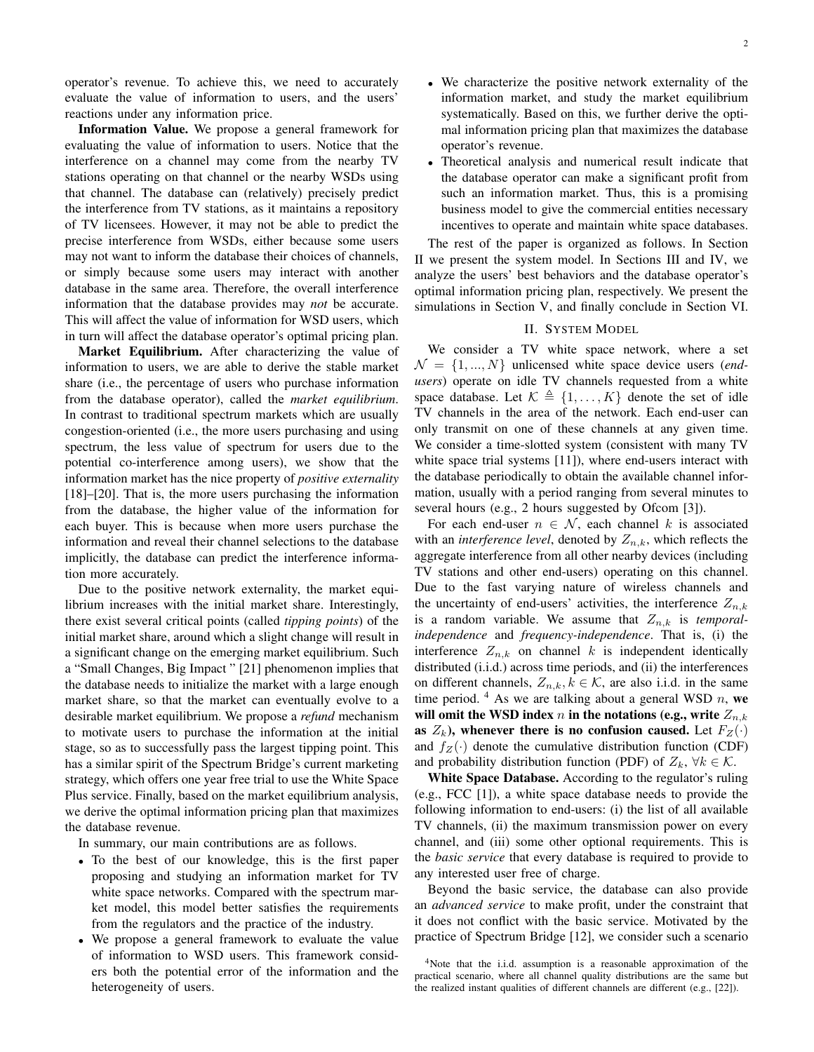operator's revenue. To achieve this, we need to accurately evaluate the value of information to users, and the users' reactions under any information price.

**Information Value.** We propose a general framework for evaluating the value of information to users. Notice that the interference on a channel may come from the nearby TV stations operating on that channel or the nearby WSDs using that channel. The database can (relatively) precisely predict the interference from TV stations, as it maintains a repository of TV licensees. However, it may not be able to predict the precise interference from WSDs, either because some users may not want to inform the database their choices of channels, or simply because some users may interact with another database in the same area. Therefore, the overall interference information that the database provides may *not* be accurate. This will affect the value of information for WSD users, which in turn will affect the database operator's optimal pricing plan.

**Market Equilibrium.** After characterizing the value of information to users, we are able to derive the stable market share (i.e., the percentage of users who purchase information from the database operator), called the *market equilibrium*. In contrast to traditional spectrum markets which are usually congestion-oriented (i.e., the more users purchasing and using spectrum, the less value of spectrum for users due to the potential co-interference among users), we show that the information market has the nice property of *positive externality* [18]–[20]. That is, the more users purchasing the information from the database, the higher value of the information for each buyer. This is because when more users purchase the information and reveal their channel selections to the database implicitly, the database can predict the interference information more accurately.

Due to the positive network externality, the market equilibrium increases with the initial market share. Interestingly, there exist several critical points (called *tipping points*) of the initial market share, around which a slight change will result in a significant change on the emerging market equilibrium. Such a "Small Changes, Big Impact " [21] phenomenon implies that the database needs to initialize the market with a large enough market share, so that the market can eventually evolve to a desirable market equilibrium. We propose a *refund* mechanism to motivate users to purchase the information at the initial stage, so as to successfully pass the largest tipping point. This has a similar spirit of the Spectrum Bridge's current marketing strategy, which offers one year free trial to use the White Space Plus service. Finally, based on the market equilibrium analysis, we derive the optimal information pricing plan that maximizes the database revenue.

In summary, our main contributions are as follows.

- To the best of our knowledge, this is the first paper proposing and studying an information market for TV white space networks. Compared with the spectrum market model, this model better satisfies the requirements from the regulators and the practice of the industry.
- We propose a general framework to evaluate the value of information to WSD users. This framework considers both the potential error of the information and the heterogeneity of users.
- We characterize the positive network externality of the information market, and study the market equilibrium systematically. Based on this, we further derive the optimal information pricing plan that maximizes the database operator's revenue.
- Theoretical analysis and numerical result indicate that the database operator can make a significant profit from such an information market. Thus, this is a promising business model to give the commercial entities necessary incentives to operate and maintain white space databases.

The rest of the paper is organized as follows. In Section II we present the system model. In Sections III and IV, we analyze the users' best behaviors and the database operator's optimal information pricing plan, respectively. We present the simulations in Section V, and finally conclude in Section VI.

## II. System Model

We consider a TV white space network, where a set $\mathcal{N} = \{1, ..., N\}$ unlicensed white space device users (*end-users*) operate on idle TV channels requested from a white space database. Let $\mathcal{K} \triangleq \{1, \ldots, K\}$ denote the set of idle TV channels in the area of the network. Each end-user can only transmit on one of these channels at any given time. We consider a time-slotted system (consistent with many TV white space trial systems [11]), where end-users interact with the database periodically to obtain the available channel information, usually with a period ranging from several minutes to several hours (e.g., 2 hours suggested by Ofcom [3]).

For each end-user $n \in \mathcal{N}$, each channel $k$ is associated with an *interference level*, denoted by $Z_{n,k}$, which reflects the aggregate interference from all other nearby devices (including TV stations and other end-users) operating on this channel. Due to the fast varying nature of wireless channels and the uncertainty of end-users' activities, the interference $Z_{n,k}$ is a random variable. We assume that $Z_{n,k}$ is *temporal-independence* and *frequency-independence*. That is, (i) the interference $Z_{n,k}$ on channel $k$ is independent identically distributed (i.i.d.) across time periods, and (ii) the interferences on different channels, $Z_{n,k}, k \in \mathcal{K}$, are also i.i.d. in the same time period. [4] As we are talking about a general WSD $n$, **we will omit the WSD index $n$ in the notations (e.g., write $Z_{n,k}$ as $Z_k$), whenever there is no confusion caused.** Let $F_Z(\cdot)$ and $f_Z(\cdot)$ denote the cumulative distribution function (CDF) and probability distribution function (PDF) of $Z_k$, $\forall k \in \mathcal{K}$.

**White Space Database.** According to the regulator's ruling (e.g., FCC [1]), a white space database needs to provide the following information to end-users: (i) the list of all available TV channels, (ii) the maximum transmission power on every channel, and (iii) some other optional requirements. This is the *basic service* that every database is required to provide to any interested user free of charge.

Beyond the basic service, the database can also provide an *advanced service* to make profit, under the constraint that it does not conflict with the basic service. Motivated by the practice of Spectrum Bridge [12], we consider such a scenario

[4] Note that the i.i.d. assumption is a reasonable approximation of the practical scenario, where all channel quality distributions are the same but the realized instant qualities of different channels are different (e.g., [22]).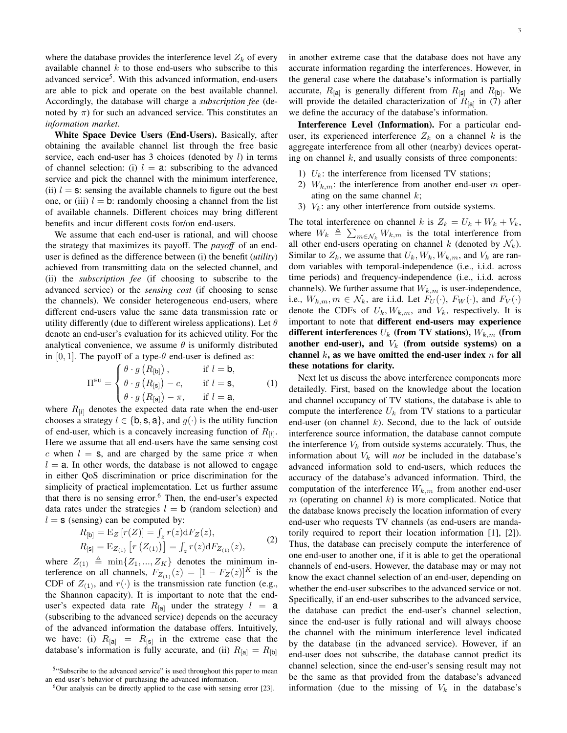where the database provides the interference level $Z_k$ of every available channel $k$ to those end-users who subscribe to this advanced service[5]. With this advanced information, end-users are able to pick and operate on the best available channel. Accordingly, the database will charge a *subscription fee* (denoted by $\pi$) for such an advanced service. This constitutes an *information market*.

**White Space Device Users (End-Users).** Basically, after obtaining the available channel list through the free basic service, each end-user has 3 choices (denoted by $l$) in terms of channel selection: (i) $l = \mathsf{a}$: subscribing to the advanced service and pick the channel with the minimum interference, (ii) $l = \mathsf{s}$: sensing the available channels to figure out the best one, or (iii) $l = \mathsf{b}$: randomly choosing a channel from the list of available channels. Different choices may bring different benefits and incur different costs for/on end-users.

We assume that each end-user is rational, and will choose the strategy that maximizes its payoff. The *payoff* of an end-user is defined as the difference between (i) the benefit (*utility*) achieved from transmitting data on the selected channel, and (ii) the *subscription fee* (if choosing to subscribe to the advanced service) or the *sensing cost* (if choosing to sense the channels). We consider heterogeneous end-users, where different end-users value the same data transmission rate or utility differently (due to different wireless applications). Let $\theta$ denote an end-user's evaluation for its achieved utility. For the analytical convenience, we assume $\theta$ is uniformly distributed in $[0, 1]$. The payoff of a type-$\theta$ end-user is defined as:

$$\Pi^{\text{EU}} = \begin{cases} \theta \cdot g\left(R_{[\mathsf{b}]}\right), & \text{if } l = \mathsf{b}, \\ \theta \cdot g\left(R_{[\mathsf{s}]}\right) - c, & \text{if } l = \mathsf{s}, \\ \theta \cdot g\left(R_{[\mathsf{a}]}\right) - \pi, & \text{if } l = \mathsf{a}, \end{cases} \tag{1}$$

where $R_{[l]}$ denotes the expected data rate when the end-user chooses a strategy $l \in \{\mathsf{b}, \mathsf{s}, \mathsf{a}\}$, and $g(\cdot)$ is the utility function of end-user, which is a concavely increasing function of $R_{[l]}$. Here we assume that all end-users have the same sensing cost $c$ when $l = \mathsf{s}$, and are charged by the same price $\pi$ when $l = \mathsf{a}$. In other words, the database is not allowed to engage in either QoS discrimination or price discrimination for the simplicity of practical implementation. Let us further assume that there is no sensing error.[6] Then, the end-user's expected data rates under the strategies $l = \mathsf{b}$ (random selection) and $l = \mathsf{s}$ (sensing) can be computed by:

$$\begin{aligned} R_{[\mathsf{b}]} &= \mathrm{E}_Z\left[r(Z)\right] = \textstyle\int_z r(z) \mathrm{d}F_Z(z), \\ R_{[\mathsf{s}]} &= \mathrm{E}_{Z_{(1)}}\left[r\left(Z_{(1)}\right)\right] = \textstyle\int_z r(z) \mathrm{d}F_{Z_{(1)}}(z), \end{aligned} \tag{2}$$

where $Z_{(1)} \triangleq \min\{Z_1, ..., Z_K\}$ denotes the minimum interference on all channels, $F_{Z_{(1)}}(z) = [1 - F_Z(z)]^K$ is the CDF of $Z_{(1)}$, and $r(\cdot)$ is the transmission rate function (e.g., the Shannon capacity). It is important to note that the end-user's expected data rate $R_{[\mathsf{a}]}$ under the strategy $l = \mathsf{a}$ (subscribing to the advanced service) depends on the accuracy of the advanced information the database offers. Intuitively, we have: (i) $R_{[\mathsf{a}]} = R_{[\mathsf{s}]}$ in the extreme case that the database's information is fully accurate, and (ii) $R_{[\mathsf{a}]} = R_{[\mathsf{b}]}$ in another extreme case that the database does not have any accurate information regarding the interferences. However, in the general case where the database's information is partially accurate, $R_{[\mathsf{a}]}$ is generally different from $R_{[\mathsf{s}]}$ and $R_{[\mathsf{b}]}$. We will provide the detailed characterization of $R_{[\mathsf{a}]}$ in (7) after we define the accuracy of the database's information.

**Interference Level (Information).** For a particular end-user, its experienced interference $Z_k$ on a channel $k$ is the aggregate interference from all other (nearby) devices operating on channel $k$, and usually consists of three components:

1) $U_k$: the interference from licensed TV stations;
2) $W_{k,m}$: the interference from another end-user $m$ operating on the same channel $k$;
3) $V_k$: any other interference from outside systems.

The total interference on channel $k$ is $Z_k = U_k + W_k + V_k$, where $W_k \triangleq \sum_{m \in \mathcal{N}_k} W_{k,m}$ is the total interference from all other end-users operating on channel $k$ (denoted by $\mathcal{N}_k$). Similar to $Z_k$, we assume that $U_k, W_k, W_{k,m}$, and $V_k$ are random variables with temporal-independence (i.e., i.i.d. across time periods) and frequency-independence (i.e., i.i.d. across channels). We further assume that $W_{k,m}$ is user-independence, i.e., $W_{k,m}, m \in \mathcal{N}_k$, are i.i.d. Let $F_U(\cdot)$, $F_W(\cdot)$, and $F_V(\cdot)$ denote the CDFs of $U_k, W_{k,m}$, and $V_k$, respectively. It is important to note that **different end-users may experience different interferences $U_k$ (from TV stations), $W_{k,m}$ (from another end-user), and $V_k$ (from outside systems) on a channel $k$, as we have omitted the end-user index $n$ for all these notations for clarity.**

Next let us discuss the above interference components more detailedly. First, based on the knowledge about the location and channel occupancy of TV stations, the database is able to compute the interference $U_k$ from TV stations to a particular end-user (on channel $k$). Second, due to the lack of outside interference source information, the database cannot compute the interference $V_k$ from outside systems accurately. Thus, the information about $V_k$ will *not* be included in the database's advanced information sold to end-users, which reduces the accuracy of the database's advanced information. Third, the computation of the interference $W_{k,m}$ from another end-user $m$ (operating on channel $k$) is more complicated. Notice that the database knows precisely the location information of every end-user who requests TV channels (as end-users are mandatorily required to report their location information [1], [2]). Thus, the database can precisely compute the interference of one end-user to another one, if it is able to get the operational channels of end-users. However, the database may or may not know the exact channel selection of an end-user, depending on whether the end-user subscribes to the advanced service or not. Specifically, if an end-user subscribes to the advanced service, the database can predict the end-user's channel selection, since the end-user is fully rational and will always choose the channel with the minimum interference level indicated by the database (in the advanced service). However, if an end-user does not subscribe, the database cannot predict its channel selection, since the end-user's sensing result may not be the same as that provided from the database's advanced information (due to the missing of $V_k$ in the database's

[5]"Subscribe to the advanced service" is used throughout this paper to mean an end-user's behavior of purchasing the advanced information.

[6]Our analysis can be directly applied to the case with sensing error [23].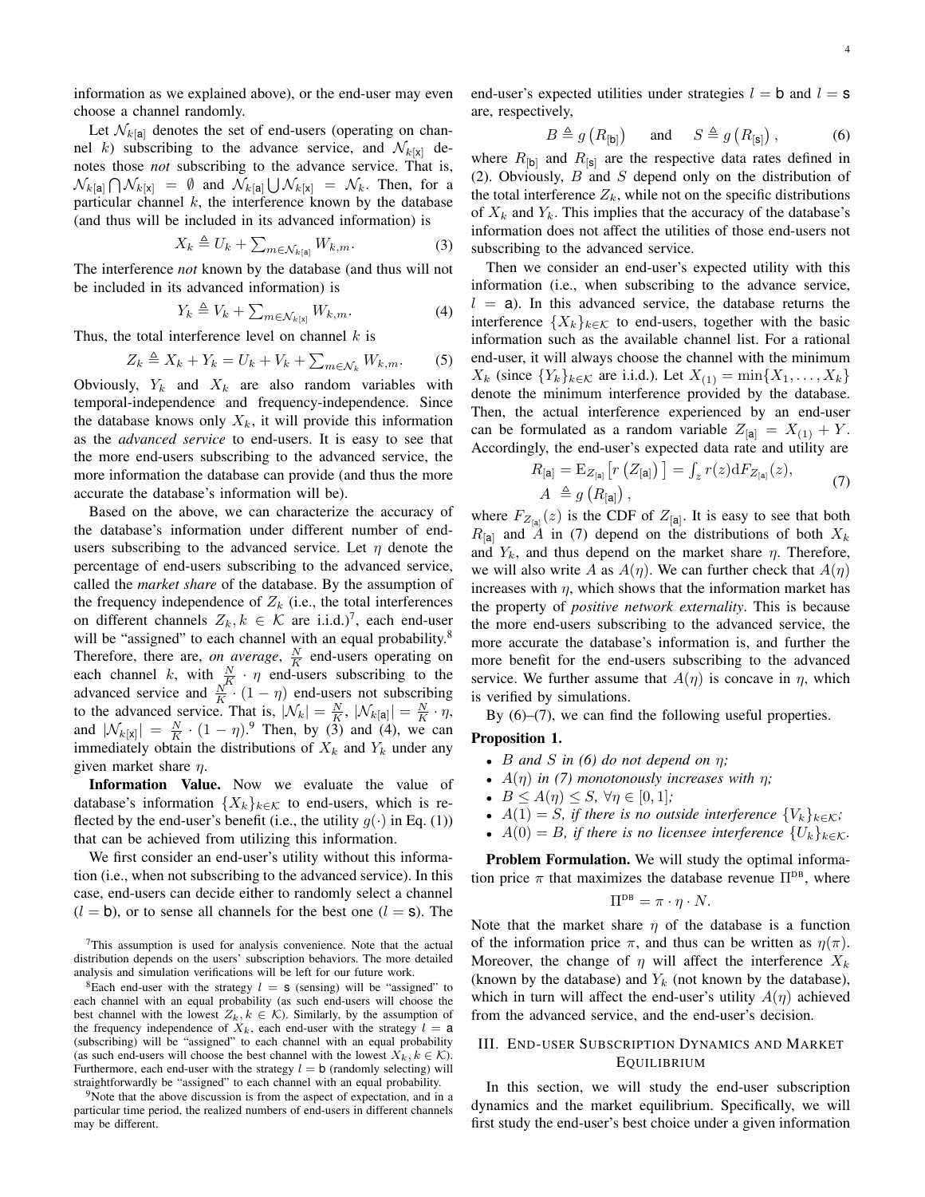information as we explained above), or the end-user may even choose a channel randomly.

Let $\mathcal{N}_{k[\mathsf{a}]}$ denotes the set of end-users (operating on channel $k$) subscribing to the advance service, and $\mathcal{N}_{k[\mathsf{x}]}$ denotes those *not* subscribing to the advance service. That is, $\mathcal{N}_{k[\mathsf{a}]} \bigcap \mathcal{N}_{k[\mathsf{x}]} = \emptyset$ and $\mathcal{N}_{k[\mathsf{a}]} \bigcup \mathcal{N}_{k[\mathsf{x}]} = \mathcal{N}_k$. Then, for a particular channel $k$, the interference known by the database (and thus will be included in its advanced information) is

$$X_k \triangleq U_k + \textstyle\sum_{m\in\mathcal{N}_{k[\mathsf{a}]}} W_{k,m}. \tag{3}$$

The interference *not* known by the database (and thus will not be included in its advanced information) is

$$Y_k \triangleq V_k + \textstyle\sum_{m\in\mathcal{N}_{k[\mathsf{x}]}} W_{k,m}. \tag{4}$$

Thus, the total interference level on channel $k$ is

$$Z_k \triangleq X_k + Y_k = U_k + V_k + \textstyle\sum_{m\in\mathcal{N}_k} W_{k,m}. \tag{5}$$

Obviously, $Y_k$ and $X_k$ are also random variables with temporal-independence and frequency-independence. Since the database knows only $X_k$, it will provide this information as the *advanced service* to end-users. It is easy to see that the more end-users subscribing to the advanced service, the more information the database can provide (and thus the more accurate the database's information will be).

Based on the above, we can characterize the accuracy of the database's information under different number of end-users subscribing to the advanced service. Let $\eta$ denote the percentage of end-users subscribing to the advanced service, called the *market share* of the database. By the assumption of the frequency independence of $Z_k$ (i.e., the total interferences on different channels $Z_k, k \in \mathcal{K}$ are i.i.d.)[7], each end-user will be "assigned" to each channel with an equal probability.[8] Therefore, there are, *on average*, $\frac{N}{K}$ end-users operating on each channel $k$, with $\frac{N}{K}\cdot\eta$ end-users subscribing to the advanced service and $\frac{N}{K}\cdot(1-\eta)$ end-users not subscribing to the advanced service. That is, $|\mathcal{N}_k| = \frac{N}{K}$, $|\mathcal{N}_{k[\mathsf{a}]}| = \frac{N}{K}\cdot\eta$, and $|\mathcal{N}_{k[\mathsf{x}]}| = \frac{N}{K}\cdot(1-\eta)$.[9] Then, by (3) and (4), we can immediately obtain the distributions of $X_k$ and $Y_k$ under any given market share $\eta$.

**Information Value.** Now we evaluate the value of database's information $\{X_k\}_{k\in\mathcal{K}}$ to end-users, which is reflected by the end-user's benefit (i.e., the utility $g(\cdot)$ in Eq. (1)) that can be achieved from utilizing this information.

We first consider an end-user's utility without this information (i.e., when not subscribing to the advanced service). In this case, end-users can decide either to randomly select a channel ($l = \mathsf{b}$), or to sense all channels for the best one ($l = \mathsf{s}$). The end-user's expected utilities under strategies $l = \mathsf{b}$ and $l = \mathsf{s}$ are, respectively,

$$B \triangleq g\left(R_{[\mathsf{b}]}\right) \quad \text{and} \quad S \triangleq g\left(R_{[\mathsf{s}]}\right), \tag{6}$$

where $R_{[\mathsf{b}]}$ and $R_{[\mathsf{s}]}$ are the respective data rates defined in (2). Obviously, $B$ and $S$ depend only on the distribution of the total interference $Z_k$, while not on the specific distributions of $X_k$ and $Y_k$. This implies that the accuracy of the database's information does not affect the utilities of those end-users not subscribing to the advanced service.

Then we consider an end-user's expected utility with this information (i.e., when subscribing to the advance service, $l = \mathsf{a}$). In this advanced service, the database returns the interference $\{X_k\}_{k\in\mathcal{K}}$ to end-users, together with the basic information such as the available channel list. For a rational end-user, it will always choose the channel with the minimum $X_k$ (since $\{Y_k\}_{k\in\mathcal{K}}$ are i.i.d.). Let $X_{(1)} = \min\{X_1, \ldots, X_k\}$ denote the minimum interference provided by the database. Then, the actual interference experienced by an end-user can be formulated as a random variable $Z_{[\mathsf{a}]} = X_{(1)} + Y$. Accordingly, the end-user's expected data rate and utility are

$$\begin{aligned} R_{[\mathsf{a}]} &= \mathrm{E}_{Z_{[\mathsf{a}]}}\left[r\left(Z_{[\mathsf{a}]}\right)\right] = \textstyle\int_z r(z)\mathrm{d}F_{Z_{[\mathsf{a}]}}(z), \\ A &\triangleq g\left(R_{[\mathsf{a}]}\right), \end{aligned} \tag{7}$$

where $F_{Z_{[\mathsf{a}]}}(z)$ is the CDF of $Z_{[\mathsf{a}]}$. It is easy to see that both $R_{[\mathsf{a}]}$ and $A$ in (7) depend on the distributions of both $X_k$ and $Y_k$, and thus depend on the market share $\eta$. Therefore, we will also write $A$ as $A(\eta)$. We can further check that $A(\eta)$ increases with $\eta$, which shows that the information market has the property of *positive network externality*. This is because the more end-users subscribing to the advanced service, the more accurate the database's information is, and further the more benefit for the end-users subscribing to the advanced service. We further assume that $A(\eta)$ is concave in $\eta$, which is verified by simulations.

By (6)–(7), we can find the following useful properties.

**Proposition 1.**

- *$B$ and $S$ in (6) do not depend on $\eta$;*
- *$A(\eta)$ in (7) monotonously increases with $\eta$;*
- *$B \le A(\eta) \le S$, $\forall \eta \in [0,1]$;*
- *$A(1) = S$, if there is no outside interference $\{V_k\}_{k\in\mathcal{K}}$;*
- *$A(0) = B$, if there is no licensee interference $\{U_k\}_{k\in\mathcal{K}}$.*

**Problem Formulation.** We will study the optimal information price $\pi$ that maximizes the database revenue $\Pi^{\text{DB}}$, where

$$\Pi^{\text{DB}} = \pi \cdot \eta \cdot N.$$

Note that the market share $\eta$ of the database is a function of the information price $\pi$, and thus can be written as $\eta(\pi)$. Moreover, the change of $\eta$ will affect the interference $X_k$ (known by the database) and $Y_k$ (not known by the database), which in turn will affect the end-user's utility $A(\eta)$ achieved from the advanced service, and the end-user's decision.

## III. End-user Subscription Dynamics and Market Equilibrium

In this section, we will study the end-user subscription dynamics and the market equilibrium. Specifically, we will first study the end-user's best choice under a given information

---

[7] This assumption is used for analysis convenience. Note that the actual distribution depends on the users' subscription behaviors. The more detailed analysis and simulation verifications will be left for our future work.

[8] Each end-user with the strategy $l = \mathsf{s}$ (sensing) will be "assigned" to each channel with an equal probability (as such end-users will choose the best channel with the lowest $Z_k, k \in \mathcal{K}$). Similarly, by the assumption of the frequency independence of $X_k$, each end-user with the strategy $l = \mathsf{a}$ (subscribing) will be "assigned" to each channel with an equal probability (as such end-users will choose the best channel with the lowest $X_k, k \in \mathcal{K}$). Furthermore, each end-user with the strategy $l = \mathsf{b}$ (randomly selecting) will straightforwardly be "assigned" to each channel with an equal probability.

[9] Note that the above discussion is from the aspect of expectation, and in a particular time period, the realized numbers of end-users in different channels may be different.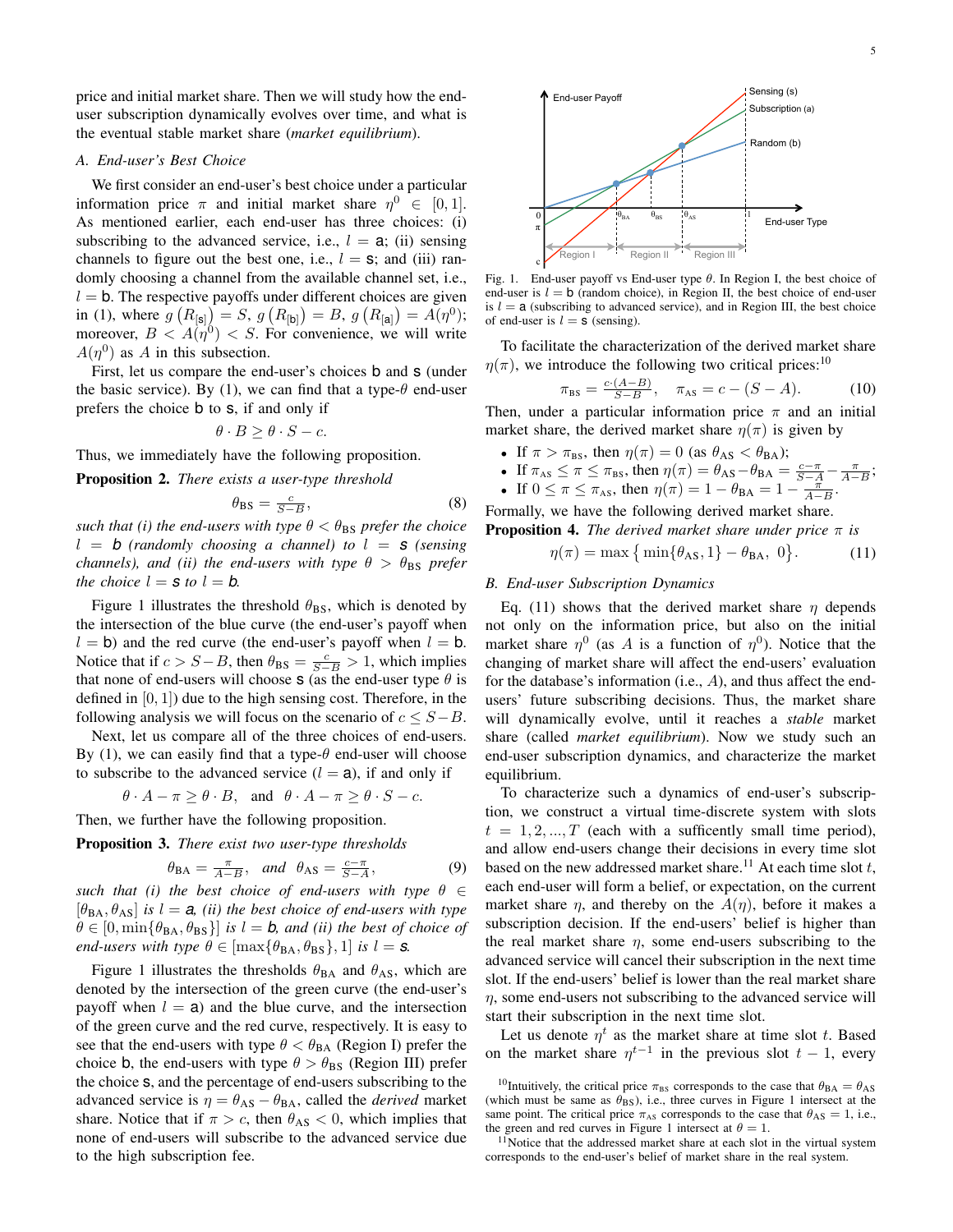price and initial market share. Then we will study how the end-user subscription dynamically evolves over time, and what is the eventual stable market share (*market equilibrium*).

### A. End-user's Best Choice

We first consider an end-user's best choice under a particular information price $\pi$ and initial market share $\eta^0 \in [0, 1]$. As mentioned earlier, each end-user has three choices: (i) subscribing to the advanced service, i.e., $l = \mathsf{a}$; (ii) sensing channels to figure out the best one, i.e., $l = \mathsf{s}$; and (iii) randomly choosing a channel from the available channel set, i.e., $l = \mathsf{b}$. The respective payoffs under different choices are given in (1), where $g\left(R_{[\mathsf{s}]}\right) = S$, $g\left(R_{[\mathsf{b}]}\right) = B$, $g\left(R_{[\mathsf{a}]}\right) = A(\eta^0)$; moreover, $B < A(\eta^0) < S$. For convenience, we will write $A(\eta^0)$ as $A$ in this subsection.

First, let us compare the end-user's choices $\mathsf{b}$ and $\mathsf{s}$ (under the basic service). By (1), we can find that a type-$\theta$ end-user prefers the choice $\mathsf{b}$ to $\mathsf{s}$, if and only if

$$\theta \cdot B \geq \theta \cdot S - c.$$

Thus, we immediately have the following proposition.

**Proposition 2.** *There exists a user-type threshold*

$$\theta_{\mathrm{BS}} = \tfrac{c}{S-B}, \tag{8}$$

*such that (i) the end-users with type $\theta < \theta_{\mathrm{BS}}$ prefer the choice $l = \mathsf{b}$ (randomly choosing a channel) to $l = \mathsf{s}$ (sensing channels), and (ii) the end-users with type $\theta > \theta_{\mathrm{BS}}$ prefer the choice $l = \mathsf{s}$ to $l = \mathsf{b}$.*

Figure 1 illustrates the threshold $\theta_{\mathrm{BS}}$, which is denoted by the intersection of the blue curve (the end-user's payoff when $l = \mathsf{b}$) and the red curve (the end-user's payoff when $l = \mathsf{b}$. Notice that if $c > S - B$, then $\theta_{\mathrm{BS}} = \frac{c}{S-B} > 1$, which implies that none of end-users will choose $\mathsf{s}$ (as the end-user type $\theta$ is defined in $[0, 1]$) due to the high sensing cost. Therefore, in the following analysis we will focus on the scenario of $c \leq S - B$.

Next, let us compare all of the three choices of end-users. By (1), we can easily find that a type-$\theta$ end-user will choose to subscribe to the advanced service ($l = \mathsf{a}$), if and only if

$$\theta \cdot A - \pi \geq \theta \cdot B, \quad \text{and} \quad \theta \cdot A - \pi \geq \theta \cdot S - c.$$

Then, we further have the following proposition.

**Proposition 3.** *There exist two user-type thresholds*

$$\theta_{\mathrm{BA}} = \tfrac{\pi}{A-B}, \quad \textit{and} \quad \theta_{\mathrm{AS}} = \tfrac{c-\pi}{S-A}, \tag{9}$$

*such that (i) the best choice of end-users with type $\theta \in [\theta_{\mathrm{BA}}, \theta_{\mathrm{AS}}]$ is $l = \mathsf{a}$, (ii) the best choice of end-users with type $\theta \in [0, \min\{\theta_{\mathrm{BA}}, \theta_{\mathrm{BS}}\}]$ is $l = \mathsf{b}$, and (ii) the best of choice of end-users with type $\theta \in [\max\{\theta_{\mathrm{BA}}, \theta_{\mathrm{BS}}\}, 1]$ is $l = \mathsf{s}$.*

Figure 1 illustrates the thresholds $\theta_{\mathrm{BA}}$ and $\theta_{\mathrm{AS}}$, which are denoted by the intersection of the green curve (the end-user's payoff when $l = \mathsf{a}$) and the blue curve, and the intersection of the green curve and the red curve, respectively. It is easy to see that the end-users with type $\theta < \theta_{\mathrm{BA}}$ (Region I) prefer the choice $\mathsf{b}$, the end-users with type $\theta > \theta_{\mathrm{BS}}$ (Region III) prefer the choice $\mathsf{s}$, and the percentage of end-users subscribing to the advanced service is $\eta = \theta_{\mathrm{AS}} - \theta_{\mathrm{BA}}$, called the *derived* market share. Notice that if $\pi > c$, then $\theta_{\mathrm{AS}} < 0$, which implies that none of end-users will subscribe to the advanced service due to the high subscription fee.

Fig. 1. End-user payoff vs End-user type $\theta$. In Region I, the best choice of end-user is $l = \mathsf{b}$ (random choice), in Region II, the best choice of end-user is $l = \mathsf{a}$ (subscribing to advanced service), and in Region III, the best choice of end-user is $l = \mathsf{s}$ (sensing).

To facilitate the characterization of the derived market share $\eta(\pi)$, we introduce the following two critical prices:[10]

$$\pi_{\mathrm{BS}} = \tfrac{c\cdot(A-B)}{S-B}, \quad \pi_{\mathrm{AS}} = c - (S - A). \tag{10}$$

Then, under a particular information price $\pi$ and an initial market share, the derived market share $\eta(\pi)$ is given by

- If $\pi > \pi_{\mathrm{BS}}$, then $\eta(\pi) = 0$ (as $\theta_{\mathrm{AS}} < \theta_{\mathrm{BA}}$);
- If $\pi_{\mathrm{AS}} \leq \pi \leq \pi_{\mathrm{BS}}$, then $\eta(\pi) = \theta_{\mathrm{AS}} - \theta_{\mathrm{BA}} = \frac{c-\pi}{S-A} - \frac{\pi}{A-B}$;
- If $0 \leq \pi \leq \pi_{\mathrm{AS}}$, then $\eta(\pi) = 1 - \theta_{\mathrm{BA}} = 1 - \frac{\pi}{A-B}$.

Formally, we have the following derived market share.

**Proposition 4.** *The derived market share under price $\pi$ is*

$$\eta(\pi) = \max\left\{ \min\{\theta_{\mathrm{AS}}, 1\} - \theta_{\mathrm{BA}},\ 0 \right\}. \tag{11}$$

### B. End-user Subscription Dynamics

Eq. (11) shows that the derived market share $\eta$ depends not only on the information price, but also on the initial market share $\eta^0$ (as $A$ is a function of $\eta^0$). Notice that the changing of market share will affect the end-users' evaluation for the database's information (i.e., $A$), and thus affect the end-users' future subscribing decisions. Thus, the market share will dynamically evolve, until it reaches a *stable* market share (called *market equilibrium*). Now we study such an end-user subscription dynamics, and characterize the market equilibrium.

To characterize such a dynamics of end-user's subscription, we construct a virtual time-discrete system with slots $t = 1, 2, ..., T$ (each with a suffcently small time period), and allow end-users change their decisions in every time slot based on the new addressed market share.[11] At each time slot $t$, each end-user will form a belief, or expectation, on the current market share $\eta$, and thereby on the $A(\eta)$, before it makes a subscription decision. If the end-users' belief is higher than the real market share $\eta$, some end-users subscribing to the advanced service will cancel their subscription in the next time slot. If the end-users' belief is lower than the real market share $\eta$, some end-users not subscribing to the advanced service will start their subscription in the next time slot.

Let us denote $\eta^t$ as the market share at time slot $t$. Based on the market share $\eta^{t-1}$ in the previous slot $t - 1$, every

[10] Intuitively, the critical price $\pi_{\mathrm{BS}}$ corresponds to the case that $\theta_{\mathrm{BA}} = \theta_{\mathrm{AS}}$ (which must be same as $\theta_{\mathrm{BS}}$), i.e., three curves in Figure 1 intersect at the same point. The critical price $\pi_{\mathrm{AS}}$ corresponds to the case that $\theta_{\mathrm{AS}} = 1$, i.e., the green and red curves in Figure 1 intersect at $\theta = 1$.

[11] Notice that the addressed market share at each slot in the virtual system corresponds to the end-user's belief of market share in the real system.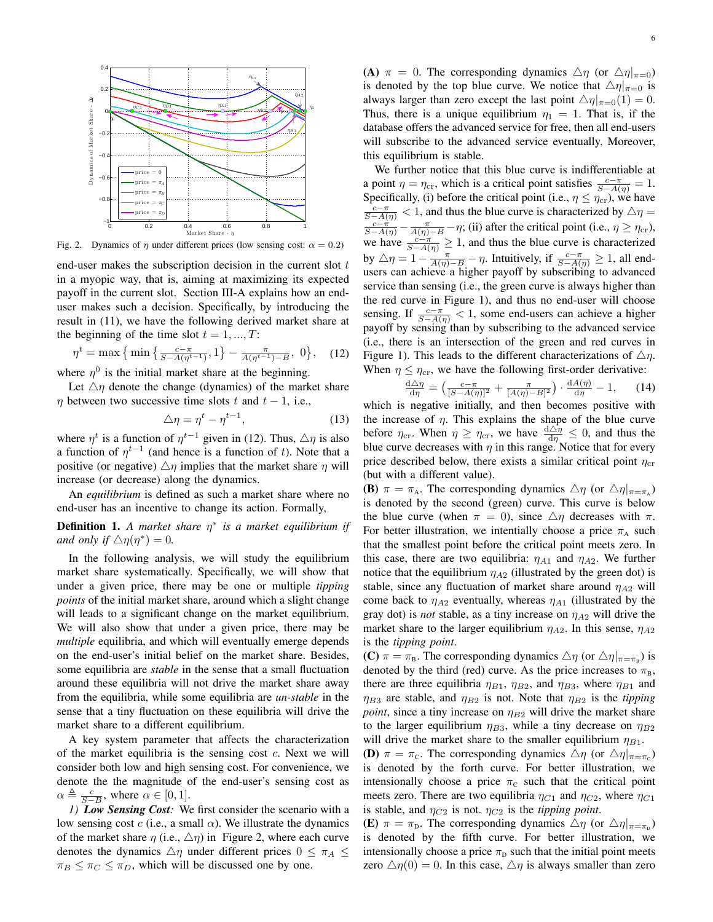Fig. 2. Dynamics of $\eta$ under different prices (low sensing cost: $\alpha = 0.2$)

end-user makes the subscription decision in the current slot $t$ in a myopic way, that is, aiming at maximizing its expected payoff in the current slot. Section III-A explains how an end-user makes such a decision. Specifically, by introducing the result in (11), we have the following derived market share at the beginning of the time slot $t = 1, ..., T$:

$$\eta^t = \max\left\{ \min\left\{ \frac{c-\pi}{S-A(\eta^{t-1})}, 1 \right\} - \frac{\pi}{A(\eta^{t-1})-B},\ 0 \right\}, \quad (12)$$

where $\eta^0$ is the initial market share at the beginning.

Let $\triangle\eta$ denote the change (dynamics) of the market share $\eta$ between two successive time slots $t$ and $t-1$, i.e.,

$$\triangle\eta = \eta^t - \eta^{t-1}, \quad (13)$$

where $\eta^t$ is a function of $\eta^{t-1}$ given in (12). Thus, $\triangle\eta$ is also a function of $\eta^{t-1}$ (and hence is a function of $t$). Note that a positive (or negative) $\triangle\eta$ implies that the market share $\eta$ will increase (or decrease) along the dynamics.

An *equilibrium* is defined as such a market share where no end-user has an incentive to change its action. Formally,

**Definition 1.** *A market share $\eta^*$ is a market equilibrium if and only if $\triangle\eta(\eta^*) = 0$.*

In the following analysis, we will study the equilibrium market share systematically. Specifically, we will show that under a given price, there may be one or multiple *tipping points* of the initial market share, around which a slight change will leads to a significant change on the market equilibrium. We will also show that under a given price, there may be *multiple* equilibria, and which will eventually emerge depends on the end-user's initial belief on the market share. Besides, some equilibria are *stable* in the sense that a small fluctuation around these equilibria will not drive the market share away from the equilibria, while some equilibria are *un-stable* in the sense that a tiny fluctuation on these equilibria will drive the market share to a different equilibrium.

A key system parameter that affects the characterization of the market equilibria is the sensing cost $c$. Next we will consider both low and high sensing cost. For convenience, we denote the the magnitude of the end-user's sensing cost as $\alpha \triangleq \frac{c}{S-B}$, where $\alpha \in [0, 1]$.

*1) **Low Sensing Cost**:* We first consider the scenario with a low sensing cost $c$ (i.e., a small $\alpha$). We illustrate the dynamics of the market share $\eta$ (i.e., $\triangle\eta$) in Figure 2, where each curve denotes the dynamics $\triangle\eta$ under different prices $0 \le \pi_A \le \pi_B \le \pi_C \le \pi_D$, which will be discussed one by one.

**(A)** $\pi = 0$. The corresponding dynamics $\triangle\eta$ (or $\triangle\eta|_{\pi=0}$) is denoted by the top blue curve. We notice that $\triangle\eta|_{\pi=0}$ is always larger than zero except the last point $\triangle\eta|_{\pi=0}(1) = 0$. Thus, there is a unique equilibrium $\eta_1 = 1$. That is, if the database offers the advanced service for free, then all end-users will subscribe to the advanced service eventually. Moreover, this equilibrium is stable.

We further notice that this blue curve is indifferentiable at a point $\eta = \eta_{\text{cr}}$, which is a critical point satisfies $\frac{c-\pi}{S-A(\eta)} = 1$. Specifically, (i) before the critical point (i.e., $\eta \le \eta_{\text{cr}}$), we have $\frac{c-\pi}{S-A(\eta)} < 1$, and thus the blue curve is characterized by $\triangle\eta = \frac{c-\pi}{S-A(\eta)} - \frac{\pi}{A(\eta)-B} - \eta$; (ii) after the critical point (i.e., $\eta \ge \eta_{\text{cr}}$), we have $\frac{c-\pi}{S-A(\eta)} \ge 1$, and thus the blue curve is characterized by $\triangle\eta = 1 - \frac{\pi}{A(\eta)-B} - \eta$. Intuitively, if $\frac{c-\pi}{S-A(\eta)} \ge 1$, all end-users can achieve a higher payoff by subscribing to advanced service than sensing (i.e., the green curve is always higher than the red curve in Figure 1), and thus no end-user will choose sensing. If $\frac{c-\pi}{S-A(\eta)} < 1$, some end-users can achieve a higher payoff by sensing than by subscribing to the advanced service (i.e., there is an intersection of the green and red curves in Figure 1). This leads to the different characterizations of $\triangle\eta$. When $\eta \le \eta_{\text{cr}}$, we have the following first-order derivative:

$$\frac{\mathrm{d}\triangle\eta}{\mathrm{d}\eta} = \left( \frac{c-\pi}{[S-A(\eta)]^2} + \frac{\pi}{[A(\eta)-B]^2} \right) \cdot \frac{\mathrm{d}A(\eta)}{\mathrm{d}\eta} - 1, \quad (14)$$

which is negative initially, and then becomes positive with the increase of $\eta$. This explains the shape of the blue curve before $\eta_{\text{cr}}$. When $\eta \ge \eta_{\text{cr}}$, we have $\frac{\mathrm{d}\triangle\eta}{\mathrm{d}\eta} \le 0$, and thus the blue curve decreases with $\eta$ in this range. Notice that for every price described below, there exists a similar critical point $\eta_{\text{cr}}$ (but with a different value).

**(B)** $\pi = \pi_{\text{A}}$. The corresponding dynamics $\triangle\eta$ (or $\triangle\eta|_{\pi=\pi_{\text{A}}}$) is denoted by the second (green) curve. This curve is below the blue curve (when $\pi = 0$), since $\triangle\eta$ decreases with $\pi$. For better illustration, we intentially choose a price $\pi_{\text{A}}$ such that the smallest point before the critical point meets zero. In this case, there are two equilibria: $\eta_{A1}$ and $\eta_{A2}$. We further notice that the equilibrium $\eta_{A2}$ (illustrated by the green dot) is stable, since any fluctuation of market share around $\eta_{A2}$ will come back to $\eta_{A2}$ eventually, whereas $\eta_{A1}$ (illustrated by the gray dot) is *not* stable, as a tiny increase on $\eta_{A2}$ will drive the market share to the larger equilibrium $\eta_{A2}$. In this sense, $\eta_{A2}$ is the *tipping point*.

**(C)** $\pi = \pi_{\text{B}}$. The corresponding dynamics $\triangle\eta$ (or $\triangle\eta|_{\pi=\pi_{\text{B}}}$) is denoted by the third (red) curve. As the price increases to $\pi_{\text{B}}$, there are three equilibria $\eta_{B1}$, $\eta_{B2}$, and $\eta_{B3}$, where $\eta_{B1}$ and $\eta_{B3}$ are stable, and $\eta_{B2}$ is not. Note that $\eta_{B2}$ is the *tipping point*, since a tiny increase on $\eta_{B2}$ will drive the market share to the larger equilibrium $\eta_{B3}$, while a tiny decrease on $\eta_{B2}$ will drive the market share to the smaller equilibrium $\eta_{B1}$.

**(D)** $\pi = \pi_{\text{C}}$. The corresponding dynamics $\triangle\eta$ (or $\triangle\eta|_{\pi=\pi_{\text{C}}}$) is denoted by the forth curve. For better illustration, we intensionally choose a price $\pi_{\text{C}}$ such that the critical point meets zero. There are two equilibria $\eta_{C1}$ and $\eta_{C2}$, where $\eta_{C1}$ is stable, and $\eta_{C2}$ is not. $\eta_{C2}$ is the *tipping point*.

**(E)** $\pi = \pi_{\text{D}}$. The corresponding dynamics $\triangle\eta$ (or $\triangle\eta|_{\pi=\pi_{\text{D}}}$) is denoted by the fifth curve. For better illustration, we intensionally choose a price $\pi_{\text{D}}$ such that the initial point meets zero $\triangle\eta(0) = 0$. In this case, $\triangle\eta$ is always smaller than zero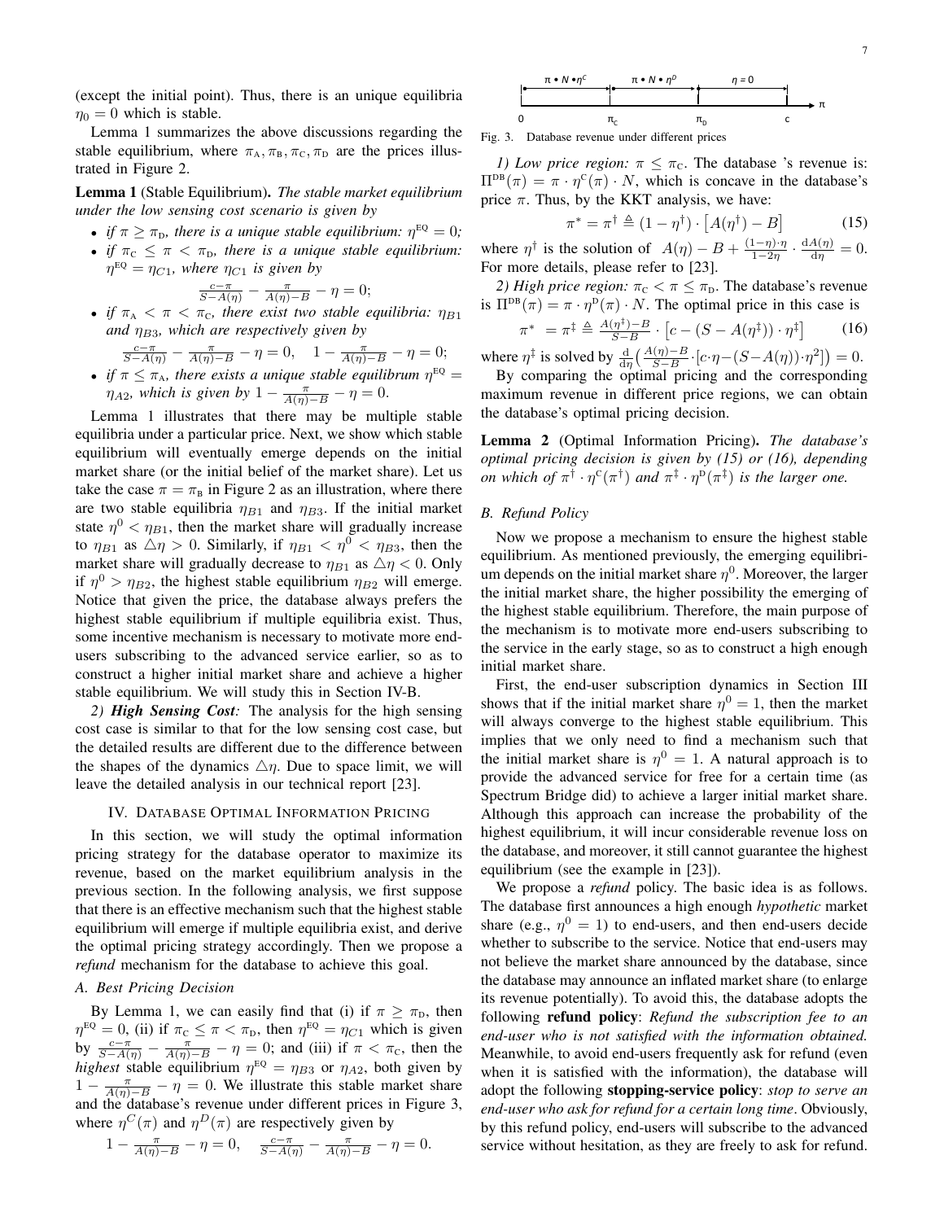(except the initial point). Thus, there is an unique equilibria $\eta_0 = 0$ which is stable.

Lemma 1 summarizes the above discussions regarding the stable equilibrium, where $\pi_A, \pi_B, \pi_C, \pi_D$ are the prices illustrated in Figure 2.

**Lemma 1** (Stable Equilibrium)**.** *The stable market equilibrium under the low sensing cost scenario is given by*

- *if $\pi \geq \pi_D$, there is a unique stable equilibrium: $\eta^{EQ} = 0$;*
- *if $\pi_C \leq \pi < \pi_D$, there is a unique stable equilibrium: $\eta^{EQ} = \eta_{C1}$, where $\eta_{C1}$ is given by*
$$\tfrac{c-\pi}{S-A(\eta)} - \tfrac{\pi}{A(\eta)-B} - \eta = 0;$$
- *if $\pi_A < \pi < \pi_C$, there exist two stable equilibria: $\eta_{B1}$ and $\eta_{B3}$, which are respectively given by*
$$\tfrac{c-\pi}{S-A(\eta)} - \tfrac{\pi}{A(\eta)-B} - \eta = 0, \quad 1 - \tfrac{\pi}{A(\eta)-B} - \eta = 0;$$
- *if $\pi \leq \pi_A$, there exists a unique stable equilibrum $\eta^{EQ} = \eta_{A2}$, which is given by $1 - \frac{\pi}{A(\eta)-B} - \eta = 0$.*

Lemma 1 illustrates that there may be multiple stable equilibria under a particular price. Next, we show which stable equilibrium will eventually emerge depends on the initial market share (or the initial belief of the market share). Let us take the case $\pi = \pi_B$ in Figure 2 as an illustration, where there are two stable equilibria $\eta_{B1}$ and $\eta_{B3}$. If the initial market state $\eta^0 < \eta_{B1}$, then the market share will gradually increase to $\eta_{B1}$ as $\triangle\eta > 0$. Similarly, if $\eta_{B1} < \eta^0 < \eta_{B3}$, then the market share will gradually decrease to $\eta_{B1}$ as $\triangle\eta < 0$. Only if $\eta^0 > \eta_{B2}$, the highest stable equilibrium $\eta_{B2}$ will emerge. Notice that given the price, the database always prefers the highest stable equilibrium if multiple equilibria exist. Thus, some incentive mechanism is necessary to motivate more end-users subscribing to the advanced service earlier, so as to construct a higher initial market share and achieve a higher stable equilibrium. We will study this in Section IV-B.

*2)* ***High Sensing Cost****:* The analysis for the high sensing cost case is similar to that for the low sensing cost case, but the detailed results are different due to the difference between the shapes of the dynamics $\triangle\eta$. Due to space limit, we will leave the detailed analysis in our technical report [23].

## IV. Database Optimal Information Pricing

In this section, we will study the optimal information pricing strategy for the database operator to maximize its revenue, based on the market equilibrium analysis in the previous section. In the following analysis, we first suppose that there is an effective mechanism such that the highest stable equilibrium will emerge if multiple equilibria exist, and derive the optimal pricing strategy accordingly. Then we propose a *refund* mechanism for the database to achieve this goal.

### A. Best Pricing Decision

By Lemma 1, we can easily find that (i) if $\pi \geq \pi_D$, then $\eta^{EQ} = 0$, (ii) if $\pi_C \leq \pi < \pi_D$, then $\eta^{EQ} = \eta_{C1}$ which is given by $\frac{c-\pi}{S-A(\eta)} - \frac{\pi}{A(\eta)-B} - \eta = 0$; and (iii) if $\pi < \pi_C$, then the *highest* stable equilibrium $\eta^{EQ} = \eta_{B3}$ or $\eta_{A2}$, both given by $1 - \frac{\pi}{A(\eta)-B} - \eta = 0$. We illustrate this stable market share and the database's revenue under different prices in Figure 3, where $\eta^C(\pi)$ and $\eta^D(\pi)$ are respectively given by

$$1 - \tfrac{\pi}{A(\eta)-B} - \eta = 0, \quad \tfrac{c-\pi}{S-A(\eta)} - \tfrac{\pi}{A(\eta)-B} - \eta = 0.$$

Fig. 3. Database revenue under different prices

*1) Low price region:* $\pi \leq \pi_C$. The database 's revenue is: $\Pi^{DB}(\pi) = \pi \cdot \eta^C(\pi) \cdot N$, which is concave in the database's price $\pi$. Thus, by the KKT analysis, we have:

$$\pi^* = \pi^\dagger \triangleq (1 - \eta^\dagger) \cdot \big[A(\eta^\dagger) - B\big] \tag{15}$$

where $\eta^\dagger$ is the solution of $A(\eta) - B + \frac{(1-\eta)\cdot\eta}{1-2\eta} \cdot \frac{\mathrm{d}A(\eta)}{\mathrm{d}\eta} = 0$. For more details, please refer to [23].

*2) High price region:* $\pi_C < \pi \leq \pi_D$. The database's revenue is $\Pi^{DB}(\pi) = \pi \cdot \eta^D(\pi) \cdot N$. The optimal price in this case is

$$\pi^* = \pi^\ddagger \triangleq \tfrac{A(\eta^\ddagger)-B}{S-B} \cdot \big[c - (S - A(\eta^\ddagger)) \cdot \eta^\ddagger\big] \tag{16}$$

where $\eta^\ddagger$ is solved by $\frac{\mathrm{d}}{\mathrm{d}\eta}\big(\frac{A(\eta)-B}{S-B} \cdot [c\cdot\eta - (S-A(\eta))\cdot\eta^2]\big) = 0$.

By comparing the optimal pricing and the corresponding maximum revenue in different price regions, we can obtain the database's optimal pricing decision.

**Lemma 2** (Optimal Information Pricing)**.** *The database's optimal pricing decision is given by (15) or (16), depending on which of $\pi^\dagger \cdot \eta^C(\pi^\dagger)$ and $\pi^\ddagger \cdot \eta^D(\pi^\ddagger)$ is the larger one.*

### B. Refund Policy

Now we propose a mechanism to ensure the highest stable equilibrium. As mentioned previously, the emerging equilibrium depends on the initial market share $\eta^0$. Moreover, the larger the initial market share, the higher possibility the emerging of the highest stable equilibrium. Therefore, the main purpose of the mechanism is to motivate more end-users subscribing to the service in the early stage, so as to construct a high enough initial market share.

First, the end-user subscription dynamics in Section III shows that if the initial market share $\eta^0 = 1$, then the market will always converge to the highest stable equilibrium. This implies that we only need to find a mechanism such that the initial market share is $\eta^0 = 1$. A natural approach is to provide the advanced service for free for a certain time (as Spectrum Bridge did) to achieve a larger initial market share. Although this approach can increase the probability of the highest equilibrium, it will incur considerable revenue loss on the database, and moreover, it still cannot guarantee the highest equilibrium (see the example in [23]).

We propose a *refund* policy. The basic idea is as follows. The database first announces a high enough *hypothetic* market share (e.g., $\eta^0 = 1$) to end-users, and then end-users decide whether to subscribe to the service. Notice that end-users may not believe the market share announced by the database, since the database may announce an inflated market share (to enlarge its revenue potentially). To avoid this, the database adopts the following **refund policy**: *Refund the subscription fee to an end-user who is not satisfied with the information obtained.* Meanwhile, to avoid end-users frequently ask for refund (even when it is satisfied with the information), the database will adopt the following **stopping-service policy**: *stop to serve an end-user who ask for refund for a certain long time*. Obviously, by this refund policy, end-users will subscribe to the advanced service without hesitation, as they are freely to ask for refund.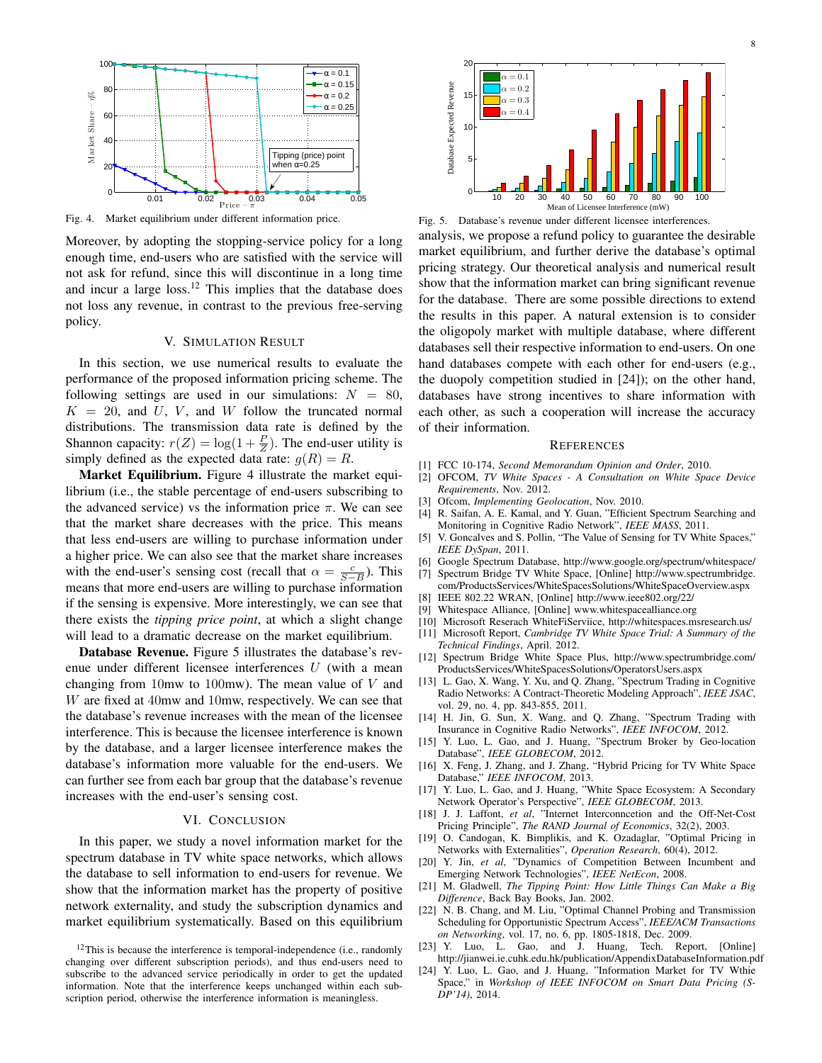Market Share – η%

Price – π

α = 0.1
α = 0.15
α = 0.2
α = 0.25

Tipping (price) point when α=0.25

100
80
60
40
20
0

0.01 0.02 0.03 0.04 0.05

Fig. 4. Market equilibrium under different information price.

Moreover, by adopting the stopping-service policy for a long enough time, end-users who are satisfied with the service will not ask for refund, since this will discontinue in a long time and incur a large loss.[12] This implies that the database does not loss any revenue, in contrast to the previous free-serving policy.

## V. Simulation Result

In this section, we use numerical results to evaluate the performance of the proposed information pricing scheme. The following settings are used in our simulations: $N = 80$, $K = 20$, and $U$, $V$, and $W$ follow the truncated normal distributions. The transmission data rate is defined by the Shannon capacity: $r(Z) = \log(1 + \frac{P}{Z})$. The end-user utility is simply defined as the expected data rate: $g(R) = R$.

**Market Equilibrium.** Figure 4 illustrate the market equilibrium (i.e., the stable percentage of end-users subscribing to the advanced service) vs the information price $\pi$. We can see that the market share decreases with the price. This means that less end-users are willing to purchase information under a higher price. We can also see that the market share increases with the end-user's sensing cost (recall that $\alpha = \frac{c}{S-B}$). This means that more end-users are willing to purchase information if the sensing is expensive. More interestingly, we can see that there exists the *tipping price point*, at which a slight change will lead to a dramatic decrease on the market equilibrium.

**Database Revenue.** Figure 5 illustrates the database's revenue under different licensee interferences $U$ (with a mean changing from 10mw to 100mw). The mean value of $V$ and $W$ are fixed at 40mw and 10mw, respectively. We can see that the database's revenue increases with the mean of the licensee interference. This is because the licensee interference is known by the database, and a larger licensee interference makes the database's information more valuable for the end-users. We can further see from each bar group that the database's revenue increases with the end-user's sensing cost.

## VI. Conclusion

In this paper, we study a novel information market for the spectrum database in TV white space networks, which allows the database to sell information to end-users for revenue. We show that the information market has the property of positive network externality, and study the subscription dynamics and market equilibrium systematically. Based on this equilibrium analysis, we propose a refund policy to guarantee the desirable market equilibrium, and further derive the database's optimal pricing strategy. Our theoretical analysis and numerical result show that the information market can bring significant revenue for the database. There are some possible directions to extend the results in this paper. A natural extension is to consider the oligopoly market with multiple database, where different databases sell their respective information to end-users. On one hand databases compete with each other for end-users (e.g., the duopoly competition studied in [24]); on the other hand, databases have strong incentives to share information with each other, as such a cooperation will increase the accuracy of their information.

[12]This is because the interference is temporal-independence (i.e., randomly changing over different subscription periods), and thus end-users need to subscribe to the advanced service periodically in order to get the updated information. Note that the interference keeps unchanged within each subscription period, otherwise the interference information is meaningless.

Database Expected Revenue

Mean of Licensee Interference (mW)

α = 0.1
α = 0.2
α = 0.3
α = 0.4

20
15
10
5
0

10 20 30 40 50 60 70 80 90 100

Fig. 5. Database's revenue under different licensee interferences.

## References

[1] FCC 10-174, *Second Memorandum Opinion and Order*, 2010.

[2] OFCOM, *TV White Spaces - A Consultation on White Space Device Requirements*, Nov. 2012.

[3] Ofcom, *Implementing Geolocation*, Nov. 2010.

[4] R. Saifan, A. E. Kamal, and Y. Guan, "Efficient Spectrum Searching and Monitoring in Cognitive Radio Network", *IEEE MASS*, 2011.

[5] V. Goncalves and S. Pollin, "The Value of Sensing for TV White Spaces," *IEEE DySpan*, 2011.

[6] Google Spectrum Database, http://www.google.org/spectrum/whitespace/

[7] Spectrum Bridge TV White Space, [Online] http://www.spectrumbridge.com/ProductsServices/WhiteSpacesSolutions/WhiteSpaceOverview.aspx

[8] IEEE 802.22 WRAN, [Online] http://www.ieee802.org/22/

[9] Whitespace Alliance, [Online] www.whitespacealliance.org

[10] Microsoft Reserach WhiteFiServiice, http://whitespaces.msresearch.us/

[11] Microsoft Report, *Cambridge TV White Space Trial: A Summary of the Technical Findings*, April. 2012.

[12] Spectrum Bridge White Space Plus, http://www.spectrumbridge.com/ProductsServices/WhiteSpacesSolutions/OperatorsUsers.aspx

[13] L. Gao, X. Wang, Y. Xu, and Q. Zhang, "Spectrum Trading in Cognitive Radio Networks: A Contract-Theoretic Modeling Approach", *IEEE JSAC*, vol. 29, no. 4, pp. 843-855, 2011.

[14] H. Jin, G. Sun, X. Wang, and Q. Zhang, "Spectrum Trading with Insurance in Cognitive Radio Networks", *IEEE INFOCOM*, 2012.

[15] Y. Luo, L. Gao, and J. Huang, "Spectrum Broker by Geo-location Database", *IEEE GLOBECOM*, 2012.

[16] X. Feng, J. Zhang, and J. Zhang, "Hybrid Pricing for TV White Space Database," *IEEE INFOCOM*, 2013.

[17] Y. Luo, L. Gao, and J. Huang, "White Space Ecosystem: A Secondary Network Operator's Perspective", *IEEE GLOBECOM*, 2013.

[18] J. J. Laffont, *et al*, "Internet Interconncetion and the Off-Net-Cost Pricing Principle", *The RAND Journal of Economics*, 32(2), 2003.

[19] O. Candogan, K. Bimplikis, and K. Ozadaglar, "Optimal Pricing in Networks with Externalities", *Operation Research*, 60(4), 2012.

[20] J. Jin, *et al*, "Dynamics of Competition Between Incumbent and Emerging Network Technologies", *IEEE NetEcon*, 2008.

[21] M. Gladwell, *The Tipping Point: How Little Things Can Make a Big Difference*, Back Bay Books, Jan. 2002.

[22] N. B. Chang, and M. Liu, "Optimal Channel Probing and Transmission Scheduling for Opportunistic Spectrum Access", *IEEE/ACM Transactions on Networking*, vol. 17, no. 6, pp. 1805-1818, Dec. 2009.

[23] Y. Luo, L. Gao, and J. Huang, Tech. Report, [Online] http://jianwei.ie.cuhk.edu.hk/publication/AppendixDatabaseInformation.pdf

[24] Y. Luo, L. Gao, and J. Huang, "Information Market for TV Wthie Space," in *Workshop of IEEE INFOCOM on Smart Data Pricing (SDP'14)*, 2014.